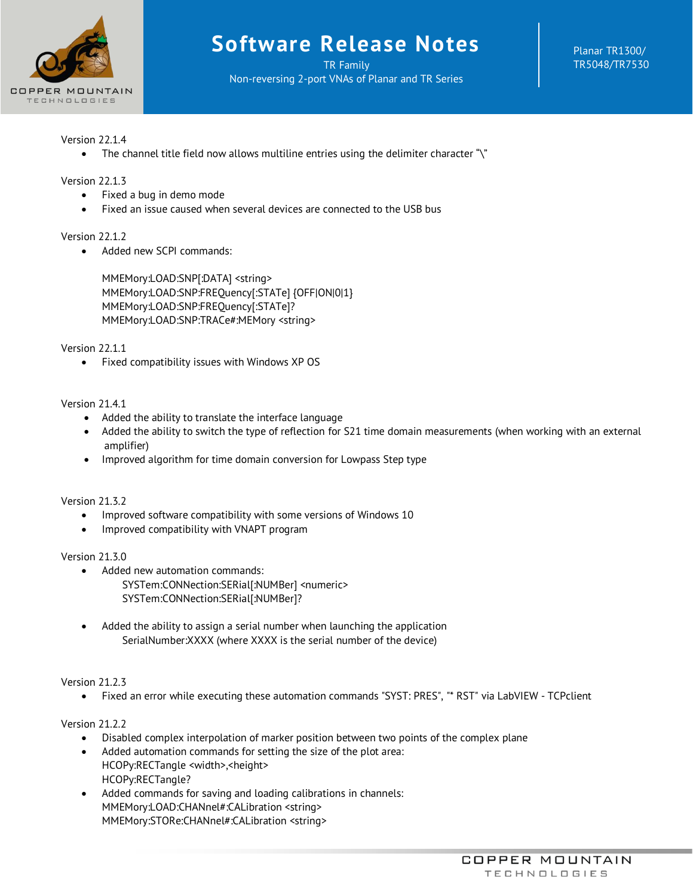# Software Release Notes

TR Family

Non-reversing 2-port VNAs of Planar and TR Series

Planar TR1300/ TR5048/TR7530

Version 22.1.4

- The channel title field now allows multiline entries using the delimiter character "\"

Version 22.1.3

- Fixed a bug in demo mode
- Fixed an issue caused when several devices are connected to the USB bus

Version 22.1.2

- Added new SCPI commands:

  MMEMory:LOAD:SNP[:DATA] <string>
  MMEMory:LOAD:SNP:FREQuency[:STATe] {OFF|ON|0|1}
  MMEMory:LOAD:SNP:FREQuency[:STATe]?
  MMEMory:LOAD:SNP:TRACe#:MEMory <string>

Version 22.1.1

- Fixed compatibility issues with Windows XP OS

Version 21.4.1

- Added the ability to translate the interface language
- Added the ability to switch the type of reflection for S21 time domain measurements (when working with an external amplifier)
- Improved algorithm for time domain conversion for Lowpass Step type

Version 21.3.2

- Improved software compatibility with some versions of Windows 10
- Improved compatibility with VNAPT program

Version 21.3.0

- Added new automation commands:
  SYSTem:CONNection:SERial[:NUMBer] <numeric>
  SYSTem:CONNection:SERial[:NUMBer]?

- Added the ability to assign a serial number when launching the application
  SerialNumber:XXXX (where XXXX is the serial number of the device)

Version 21.2.3

- Fixed an error while executing these automation commands "SYST: PRES", "* RST" via LabVIEW - TCPclient

Version 21.2.2

- Disabled complex interpolation of marker position between two points of the complex plane
- Added automation commands for setting the size of the plot area:
  HCOPy:RECTangle <width>,<height>
  HCOPy:RECTangle?
- Added commands for saving and loading calibrations in channels:
  MMEMory:LOAD:CHANnel#:CALibration <string>
  MMEMory:STORe:CHANnel#:CALibration <string>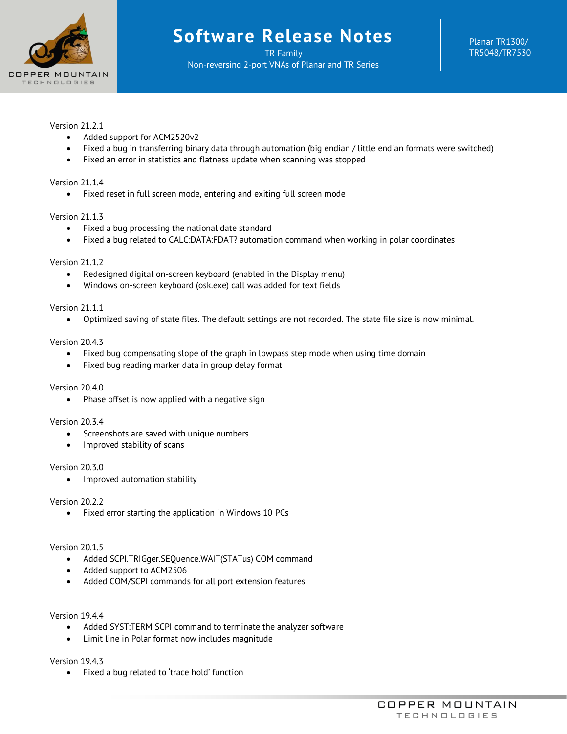Version 21.2.1

- Added support for ACM2520v2
- Fixed a bug in transferring binary data through automation (big endian / little endian formats were switched)
- Fixed an error in statistics and flatness update when scanning was stopped

Version 21.1.4

- Fixed reset in full screen mode, entering and exiting full screen mode

Version 21.1.3

- Fixed a bug processing the national date standard
- Fixed a bug related to CALC:DATA:FDAT? automation command when working in polar coordinates

Version 21.1.2

- Redesigned digital on-screen keyboard (enabled in the Display menu)
- Windows on-screen keyboard (osk.exe) call was added for text fields

Version 21.1.1

- Optimized saving of state files. The default settings are not recorded. The state file size is now minimal.

Version 20.4.3

- Fixed bug compensating slope of the graph in lowpass step mode when using time domain
- Fixed bug reading marker data in group delay format

Version 20.4.0

- Phase offset is now applied with a negative sign

Version 20.3.4

- Screenshots are saved with unique numbers
- Improved stability of scans

Version 20.3.0

- Improved automation stability

Version 20.2.2

- Fixed error starting the application in Windows 10 PCs

Version 20.1.5

- Added SCPI.TRIGger.SEQuence.WAIT(STATus) COM command
- Added support to ACM2506
- Added COM/SCPI commands for all port extension features

Version 19.4.4

- Added SYST:TERM SCPI command to terminate the analyzer software
- Limit line in Polar format now includes magnitude

Version 19.4.3

- Fixed a bug related to 'trace hold' function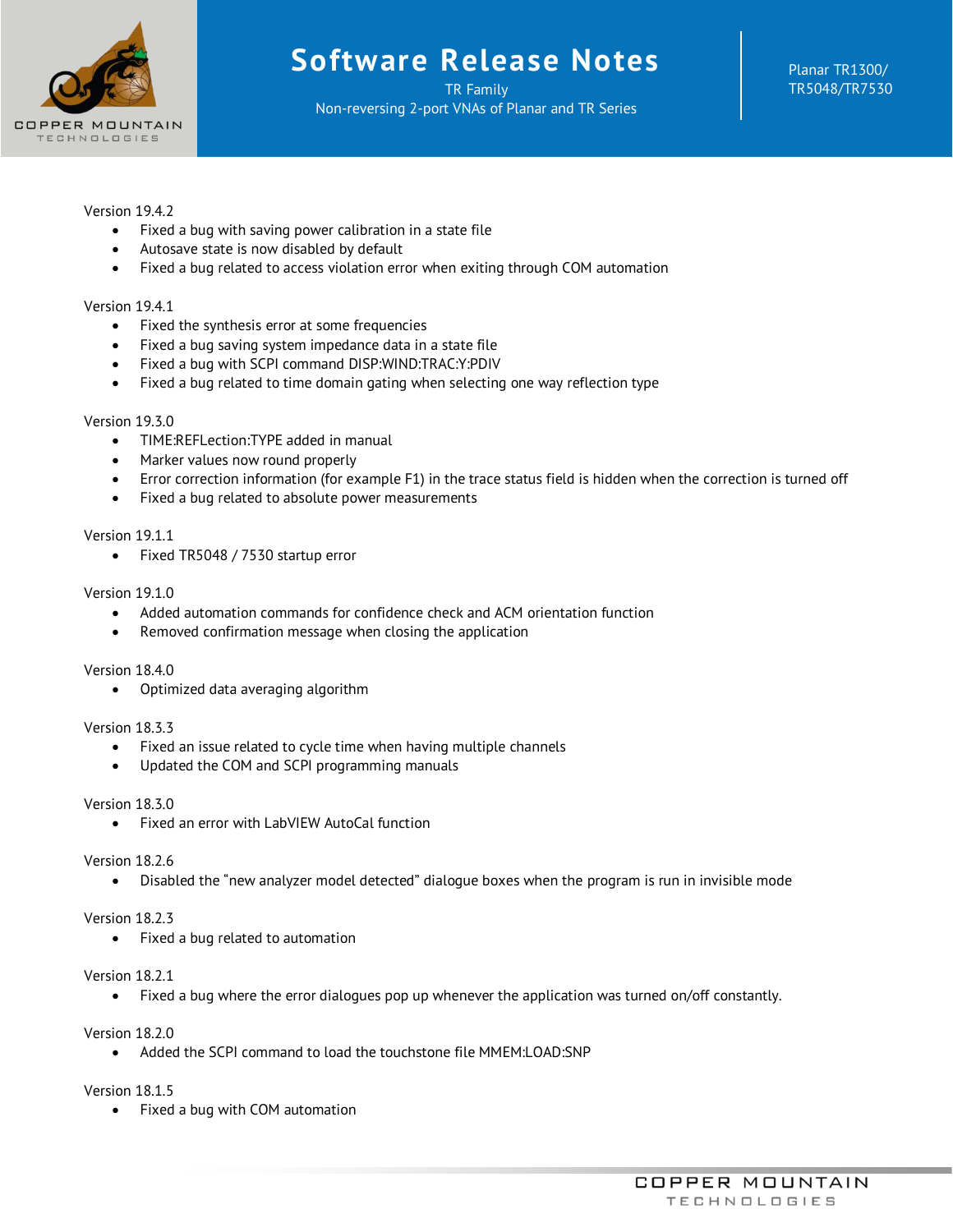Version 19.4.2

- Fixed a bug with saving power calibration in a state file
- Autosave state is now disabled by default
- Fixed a bug related to access violation error when exiting through COM automation

Version 19.4.1

- Fixed the synthesis error at some frequencies
- Fixed a bug saving system impedance data in a state file
- Fixed a bug with SCPI command DISP:WIND:TRAC:Y:PDIV
- Fixed a bug related to time domain gating when selecting one way reflection type

Version 19.3.0

- TIME:REFLection:TYPE added in manual
- Marker values now round properly
- Error correction information (for example F1) in the trace status field is hidden when the correction is turned off
- Fixed a bug related to absolute power measurements

Version 19.1.1

- Fixed TR5048 / 7530 startup error

Version 19.1.0

- Added automation commands for confidence check and ACM orientation function
- Removed confirmation message when closing the application

Version 18.4.0

- Optimized data averaging algorithm

Version 18.3.3

- Fixed an issue related to cycle time when having multiple channels
- Updated the COM and SCPI programming manuals

Version 18.3.0

- Fixed an error with LabVIEW AutoCal function

Version 18.2.6

- Disabled the "new analyzer model detected" dialogue boxes when the program is run in invisible mode

Version 18.2.3

- Fixed a bug related to automation

Version 18.2.1

- Fixed a bug where the error dialogues pop up whenever the application was turned on/off constantly.

Version 18.2.0

- Added the SCPI command to load the touchstone file MMEM:LOAD:SNP

Version 18.1.5

- Fixed a bug with COM automation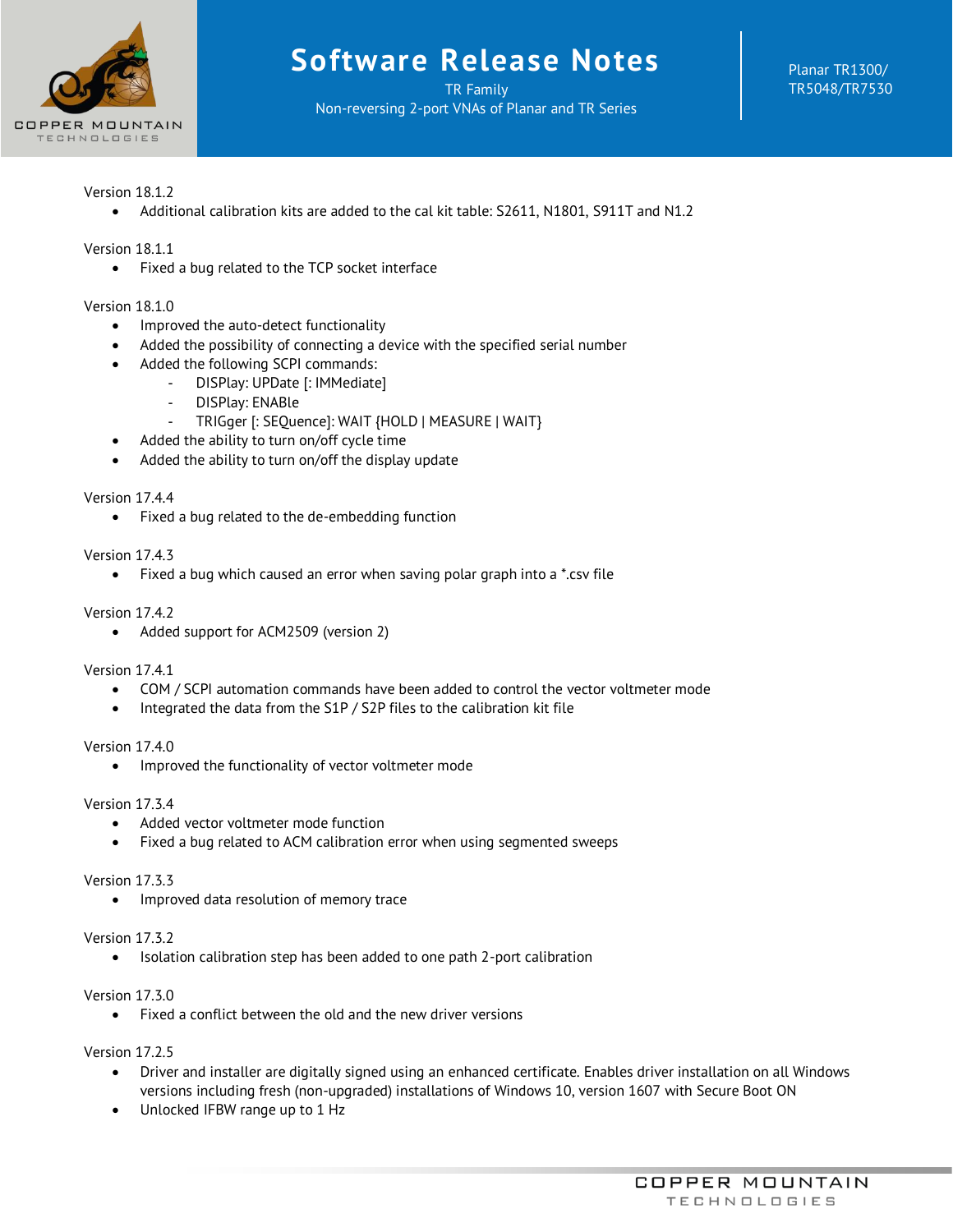Version 18.1.2

- Additional calibration kits are added to the cal kit table: S2611, N1801, S911T and N1.2

Version 18.1.1

- Fixed a bug related to the TCP socket interface

Version 18.1.0

- Improved the auto-detect functionality
- Added the possibility of connecting a device with the specified serial number
- Added the following SCPI commands:
  - DISPlay: UPDate [: IMMediate]
  - DISPlay: ENABle
  - TRIGger [: SEQuence]: WAIT {HOLD | MEASURE | WAIT}
- Added the ability to turn on/off cycle time
- Added the ability to turn on/off the display update

Version 17.4.4

- Fixed a bug related to the de-embedding function

Version 17.4.3

- Fixed a bug which caused an error when saving polar graph into a *.csv file

Version 17.4.2

- Added support for ACM2509 (version 2)

Version 17.4.1

- COM / SCPI automation commands have been added to control the vector voltmeter mode
- Integrated the data from the S1P / S2P files to the calibration kit file

Version 17.4.0

- Improved the functionality of vector voltmeter mode

Version 17.3.4

- Added vector voltmeter mode function
- Fixed a bug related to ACM calibration error when using segmented sweeps

Version 17.3.3

- Improved data resolution of memory trace

Version 17.3.2

- Isolation calibration step has been added to one path 2-port calibration

Version 17.3.0

- Fixed a conflict between the old and the new driver versions

Version 17.2.5

- Driver and installer are digitally signed using an enhanced certificate. Enables driver installation on all Windows versions including fresh (non-upgraded) installations of Windows 10, version 1607 with Secure Boot ON
- Unlocked IFBW range up to 1 Hz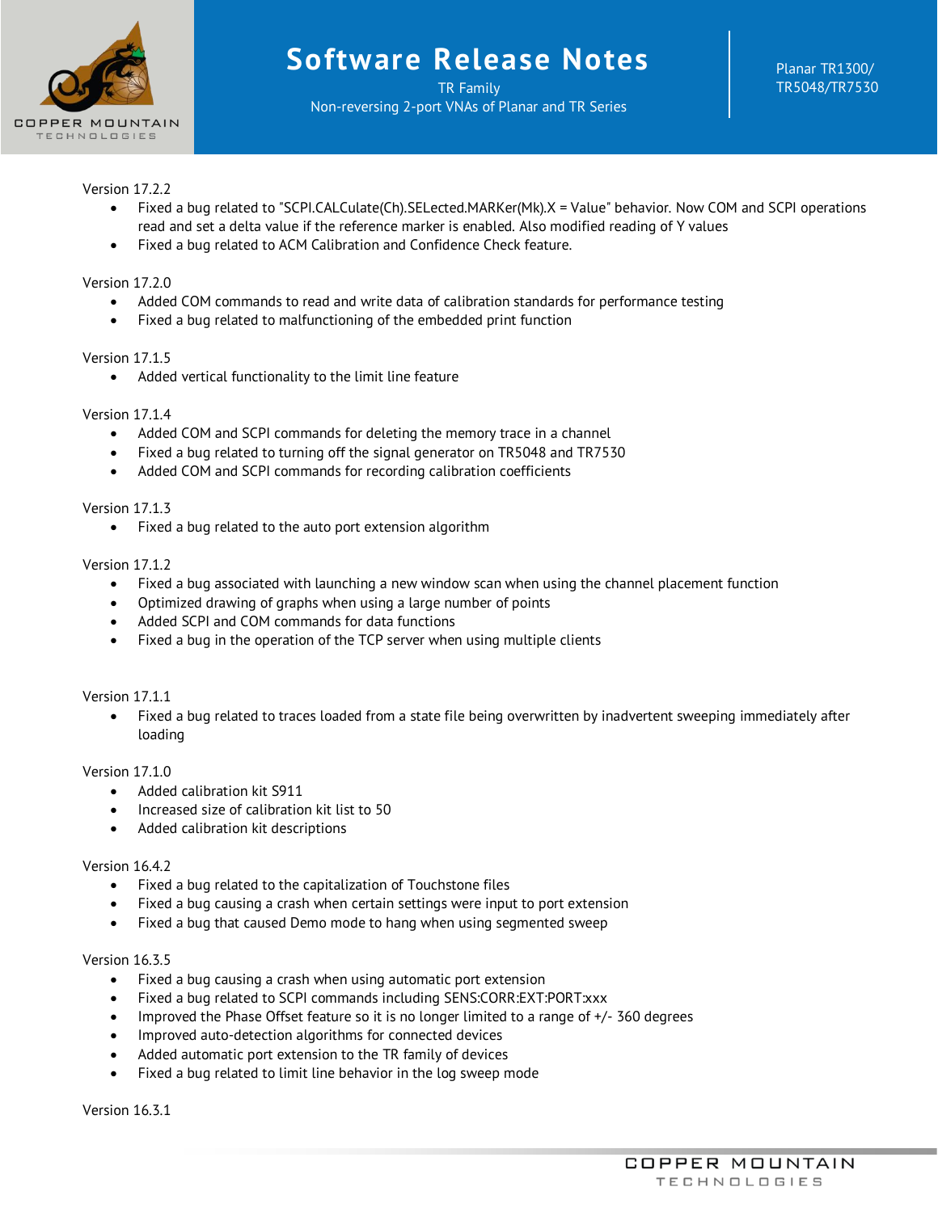Version 17.2.2

- Fixed a bug related to "SCPI.CALCulate(Ch).SELected.MARKer(Mk).X = Value" behavior. Now COM and SCPI operations read and set a delta value if the reference marker is enabled. Also modified reading of Y values
- Fixed a bug related to ACM Calibration and Confidence Check feature.

Version 17.2.0

- Added COM commands to read and write data of calibration standards for performance testing
- Fixed a bug related to malfunctioning of the embedded print function

Version 17.1.5

- Added vertical functionality to the limit line feature

Version 17.1.4

- Added COM and SCPI commands for deleting the memory trace in a channel
- Fixed a bug related to turning off the signal generator on TR5048 and TR7530
- Added COM and SCPI commands for recording calibration coefficients

Version 17.1.3

- Fixed a bug related to the auto port extension algorithm

Version 17.1.2

- Fixed a bug associated with launching a new window scan when using the channel placement function
- Optimized drawing of graphs when using a large number of points
- Added SCPI and COM commands for data functions
- Fixed a bug in the operation of the TCP server when using multiple clients

Version 17.1.1

- Fixed a bug related to traces loaded from a state file being overwritten by inadvertent sweeping immediately after loading

Version 17.1.0

- Added calibration kit S911
- Increased size of calibration kit list to 50
- Added calibration kit descriptions

Version 16.4.2

- Fixed a bug related to the capitalization of Touchstone files
- Fixed a bug causing a crash when certain settings were input to port extension
- Fixed a bug that caused Demo mode to hang when using segmented sweep

Version 16.3.5

- Fixed a bug causing a crash when using automatic port extension
- Fixed a bug related to SCPI commands including SENS:CORR:EXT:PORT:xxx
- Improved the Phase Offset feature so it is no longer limited to a range of +/- 360 degrees
- Improved auto-detection algorithms for connected devices
- Added automatic port extension to the TR family of devices
- Fixed a bug related to limit line behavior in the log sweep mode

Version 16.3.1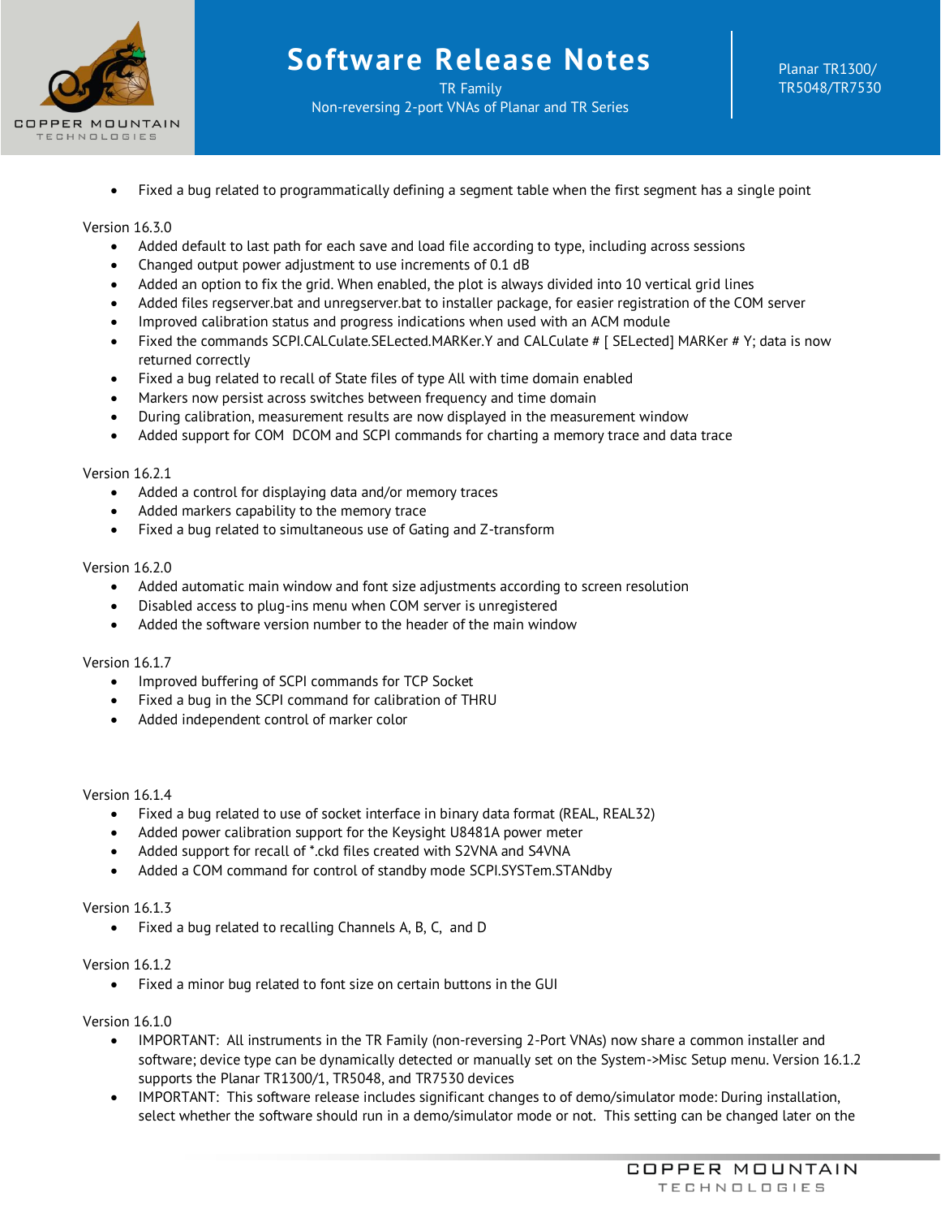- Fixed a bug related to programmatically defining a segment table when the first segment has a single point

Version 16.3.0

- Added default to last path for each save and load file according to type, including across sessions
- Changed output power adjustment to use increments of 0.1 dB
- Added an option to fix the grid. When enabled, the plot is always divided into 10 vertical grid lines
- Added files regserver.bat and unregserver.bat to installer package, for easier registration of the COM server
- Improved calibration status and progress indications when used with an ACM module
- Fixed the commands SCPI.CALCulate.SELected.MARKer.Y and CALCulate # [ SELected] MARKer # Y; data is now returned correctly
- Fixed a bug related to recall of State files of type All with time domain enabled
- Markers now persist across switches between frequency and time domain
- During calibration, measurement results are now displayed in the measurement window
- Added support for COM DCOM and SCPI commands for charting a memory trace and data trace

Version 16.2.1

- Added a control for displaying data and/or memory traces
- Added markers capability to the memory trace
- Fixed a bug related to simultaneous use of Gating and Z-transform

Version 16.2.0

- Added automatic main window and font size adjustments according to screen resolution
- Disabled access to plug-ins menu when COM server is unregistered
- Added the software version number to the header of the main window

Version 16.1.7

- Improved buffering of SCPI commands for TCP Socket
- Fixed a bug in the SCPI command for calibration of THRU
- Added independent control of marker color

Version 16.1.4

- Fixed a bug related to use of socket interface in binary data format (REAL, REAL32)
- Added power calibration support for the Keysight U8481A power meter
- Added support for recall of *.ckd files created with S2VNA and S4VNA
- Added a COM command for control of standby mode SCPI.SYSTem.STANdby

Version 16.1.3

- Fixed a bug related to recalling Channels A, B, C, and D

Version 16.1.2

- Fixed a minor bug related to font size on certain buttons in the GUI

Version 16.1.0

- IMPORTANT: All instruments in the TR Family (non-reversing 2-Port VNAs) now share a common installer and software; device type can be dynamically detected or manually set on the System->Misc Setup menu. Version 16.1.2 supports the Planar TR1300/1, TR5048, and TR7530 devices
- IMPORTANT: This software release includes significant changes to of demo/simulator mode: During installation, select whether the software should run in a demo/simulator mode or not. This setting can be changed later on the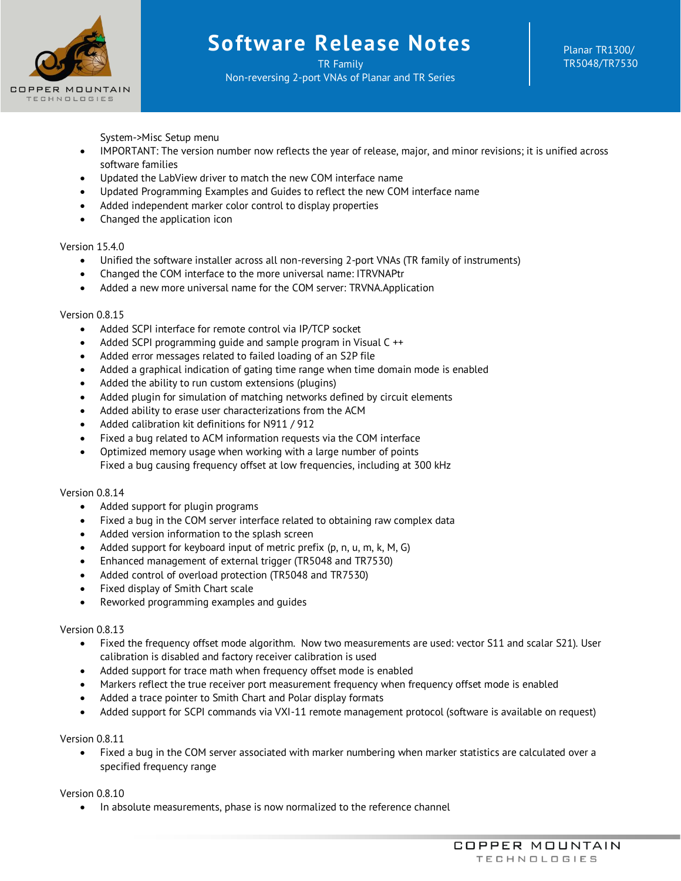System->Misc Setup menu

- IMPORTANT: The version number now reflects the year of release, major, and minor revisions; it is unified across software families
- Updated the LabView driver to match the new COM interface name
- Updated Programming Examples and Guides to reflect the new COM interface name
- Added independent marker color control to display properties
- Changed the application icon

Version 15.4.0

- Unified the software installer across all non-reversing 2-port VNAs (TR family of instruments)
- Changed the COM interface to the more universal name: ITRVNAPtr
- Added a new more universal name for the COM server: TRVNA.Application

Version 0.8.15

- Added SCPI interface for remote control via IP/TCP socket
- Added SCPI programming guide and sample program in Visual C ++
- Added error messages related to failed loading of an S2P file
- Added a graphical indication of gating time range when time domain mode is enabled
- Added the ability to run custom extensions (plugins)
- Added plugin for simulation of matching networks defined by circuit elements
- Added ability to erase user characterizations from the ACM
- Added calibration kit definitions for N911 / 912
- Fixed a bug related to ACM information requests via the COM interface
- Optimized memory usage when working with a large number of points
  Fixed a bug causing frequency offset at low frequencies, including at 300 kHz

Version 0.8.14

- Added support for plugin programs
- Fixed a bug in the COM server interface related to obtaining raw complex data
- Added version information to the splash screen
- Added support for keyboard input of metric prefix (p, n, u, m, k, M, G)
- Enhanced management of external trigger (TR5048 and TR7530)
- Added control of overload protection (TR5048 and TR7530)
- Fixed display of Smith Chart scale
- Reworked programming examples and guides

Version 0.8.13

- Fixed the frequency offset mode algorithm. Now two measurements are used: vector S11 and scalar S21). User calibration is disabled and factory receiver calibration is used
- Added support for trace math when frequency offset mode is enabled
- Markers reflect the true receiver port measurement frequency when frequency offset mode is enabled
- Added a trace pointer to Smith Chart and Polar display formats
- Added support for SCPI commands via VXI-11 remote management protocol (software is available on request)

Version 0.8.11

- Fixed a bug in the COM server associated with marker numbering when marker statistics are calculated over a specified frequency range

Version 0.8.10

- In absolute measurements, phase is now normalized to the reference channel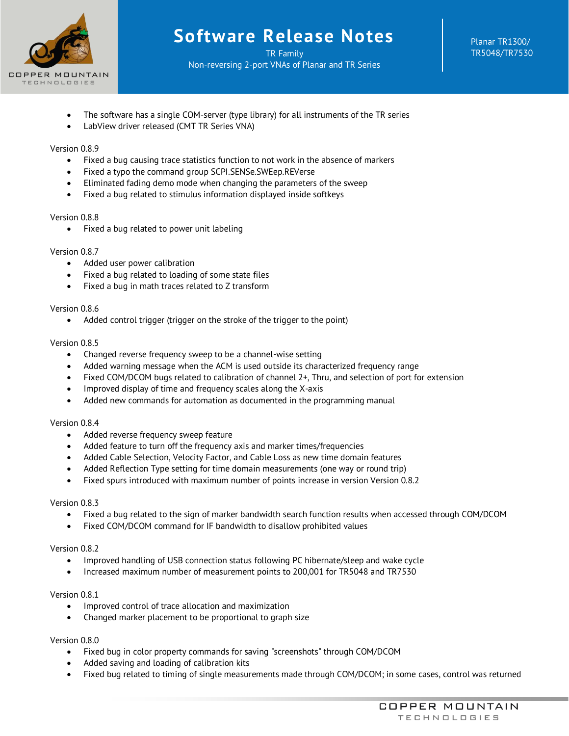- The software has a single COM-server (type library) for all instruments of the TR series
- LabView driver released (CMT TR Series VNA)

Version 0.8.9

- Fixed a bug causing trace statistics function to not work in the absence of markers
- Fixed a typo the command group SCPI.SENSe.SWEep.REVerse
- Eliminated fading demo mode when changing the parameters of the sweep
- Fixed a bug related to stimulus information displayed inside softkeys

Version 0.8.8

- Fixed a bug related to power unit labeling

Version 0.8.7

- Added user power calibration
- Fixed a bug related to loading of some state files
- Fixed a bug in math traces related to Z transform

Version 0.8.6

- Added control trigger (trigger on the stroke of the trigger to the point)

Version 0.8.5

- Changed reverse frequency sweep to be a channel-wise setting
- Added warning message when the ACM is used outside its characterized frequency range
- Fixed COM/DCOM bugs related to calibration of channel 2+, Thru, and selection of port for extension
- Improved display of time and frequency scales along the X-axis
- Added new commands for automation as documented in the programming manual

Version 0.8.4

- Added reverse frequency sweep feature
- Added feature to turn off the frequency axis and marker times/frequencies
- Added Cable Selection, Velocity Factor, and Cable Loss as new time domain features
- Added Reflection Type setting for time domain measurements (one way or round trip)
- Fixed spurs introduced with maximum number of points increase in version Version 0.8.2

Version 0.8.3

- Fixed a bug related to the sign of marker bandwidth search function results when accessed through COM/DCOM
- Fixed COM/DCOM command for IF bandwidth to disallow prohibited values

Version 0.8.2

- Improved handling of USB connection status following PC hibernate/sleep and wake cycle
- Increased maximum number of measurement points to 200,001 for TR5048 and TR7530

Version 0.8.1

- Improved control of trace allocation and maximization
- Changed marker placement to be proportional to graph size

Version 0.8.0

- Fixed bug in color property commands for saving "screenshots" through COM/DCOM
- Added saving and loading of calibration kits
- Fixed bug related to timing of single measurements made through COM/DCOM; in some cases, control was returned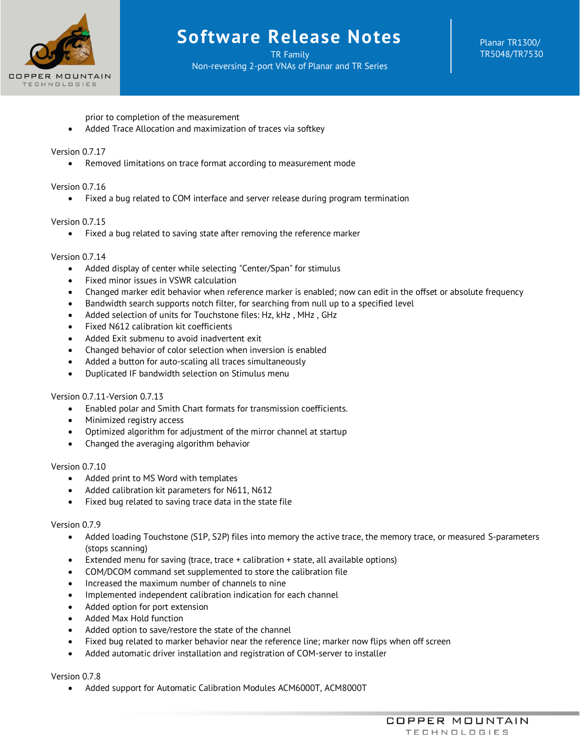prior to completion of the measurement
- Added Trace Allocation and maximization of traces via softkey

Version 0.7.17

- Removed limitations on trace format according to measurement mode

Version 0.7.16

- Fixed a bug related to COM interface and server release during program termination

Version 0.7.15

- Fixed a bug related to saving state after removing the reference marker

Version 0.7.14

- Added display of center while selecting "Center/Span" for stimulus
- Fixed minor issues in VSWR calculation
- Changed marker edit behavior when reference marker is enabled; now can edit in the offset or absolute frequency
- Bandwidth search supports notch filter, for searching from null up to a specified level
- Added selection of units for Touchstone files: Hz, kHz , MHz , GHz
- Fixed N612 calibration kit coefficients
- Added Exit submenu to avoid inadvertent exit
- Changed behavior of color selection when inversion is enabled
- Added a button for auto-scaling all traces simultaneously
- Duplicated IF bandwidth selection on Stimulus menu

Version 0.7.11-Version 0.7.13

- Enabled polar and Smith Chart formats for transmission coefficients.
- Minimized registry access
- Optimized algorithm for adjustment of the mirror channel at startup
- Changed the averaging algorithm behavior

Version 0.7.10

- Added print to MS Word with templates
- Added calibration kit parameters for N611, N612
- Fixed bug related to saving trace data in the state file

Version 0.7.9

- Added loading Touchstone (S1P, S2P) files into memory the active trace, the memory trace, or measured S-parameters (stops scanning)
- Extended menu for saving (trace, trace + calibration + state, all available options)
- COM/DCOM command set supplemented to store the calibration file
- Increased the maximum number of channels to nine
- Implemented independent calibration indication for each channel
- Added option for port extension
- Added Max Hold function
- Added option to save/restore the state of the channel
- Fixed bug related to marker behavior near the reference line; marker now flips when off screen
- Added automatic driver installation and registration of COM-server to installer

Version 0.7.8

- Added support for Automatic Calibration Modules ACM6000T, ACM8000T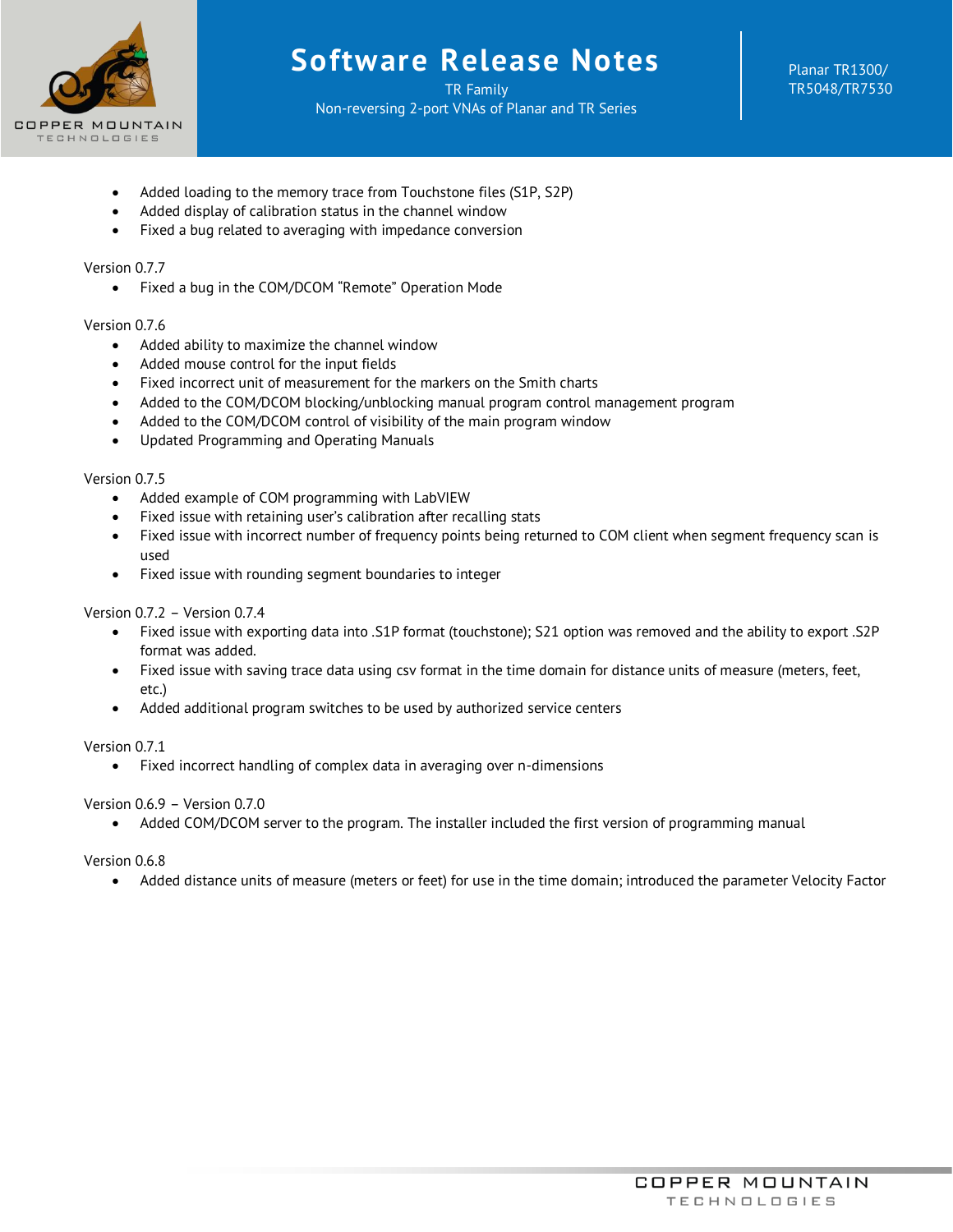- Added loading to the memory trace from Touchstone files (S1P, S2P)
- Added display of calibration status in the channel window
- Fixed a bug related to averaging with impedance conversion

Version 0.7.7

- Fixed a bug in the COM/DCOM "Remote" Operation Mode

Version 0.7.6

- Added ability to maximize the channel window
- Added mouse control for the input fields
- Fixed incorrect unit of measurement for the markers on the Smith charts
- Added to the COM/DCOM blocking/unblocking manual program control management program
- Added to the COM/DCOM control of visibility of the main program window
- Updated Programming and Operating Manuals

Version 0.7.5

- Added example of COM programming with LabVIEW
- Fixed issue with retaining user's calibration after recalling stats
- Fixed issue with incorrect number of frequency points being returned to COM client when segment frequency scan is used
- Fixed issue with rounding segment boundaries to integer

Version 0.7.2 – Version 0.7.4

- Fixed issue with exporting data into .S1P format (touchstone); S21 option was removed and the ability to export .S2P format was added.
- Fixed issue with saving trace data using csv format in the time domain for distance units of measure (meters, feet, etc.)
- Added additional program switches to be used by authorized service centers

Version 0.7.1

- Fixed incorrect handling of complex data in averaging over n-dimensions

Version 0.6.9 – Version 0.7.0

- Added COM/DCOM server to the program. The installer included the first version of programming manual

Version 0.6.8

- Added distance units of measure (meters or feet) for use in the time domain; introduced the parameter Velocity Factor